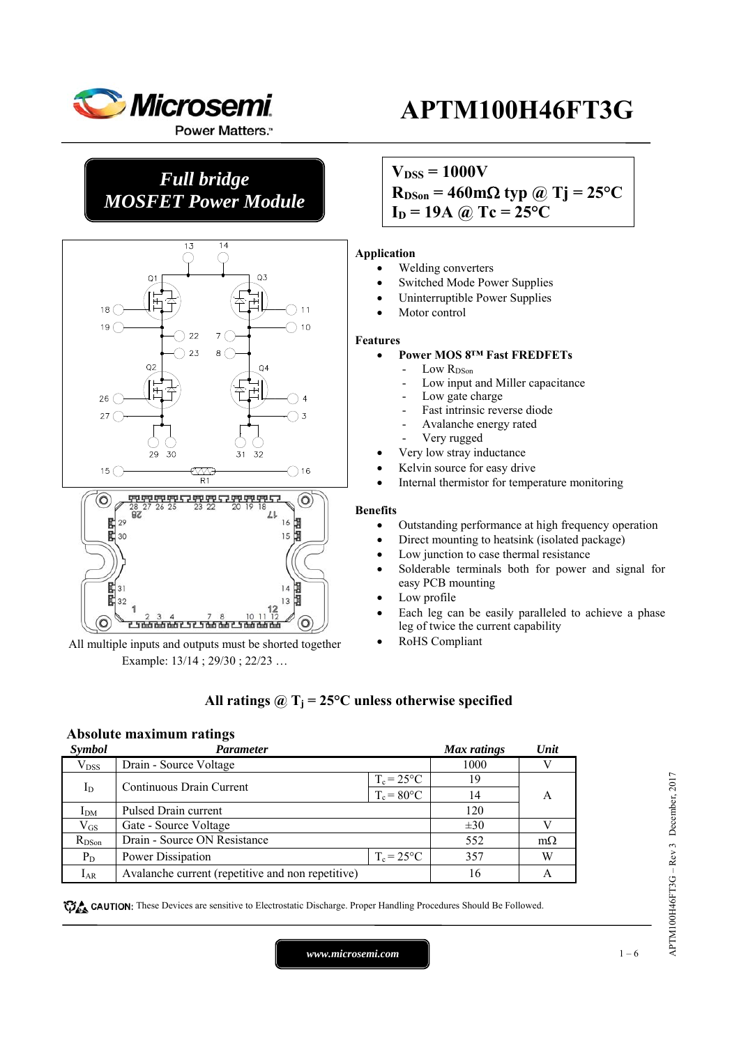# APTM100H46FT3G

## *Full bridge MOSFET Power Module*

$V_{DSS}$ = 1000V
$R_{DSon}$ = 460mΩ typ @ Tj = 25°C
$I_D$ = 19A @ Tc = 25°C

All multiple inputs and outputs must be shorted together
Example: 13/14 ; 29/30 ; 22/23 …

**Application**

- Welding converters
- Switched Mode Power Supplies
- Uninterruptible Power Supplies
- Motor control

**Features**

- **Power MOS 8™ Fast FREDFETs**
  - Low $R_{DSon}$
  - Low input and Miller capacitance
  - Low gate charge
  - Fast intrinsic reverse diode
  - Avalanche energy rated
  - Very rugged
- Very low stray inductance
- Kelvin source for easy drive
- Internal thermistor for temperature monitoring

**Benefits**

- Outstanding performance at high frequency operation
- Direct mounting to heatsink (isolated package)
- Low junction to case thermal resistance
- Solderable terminals both for power and signal for easy PCB mounting
- Low profile
- Each leg can be easily paralleled to achieve a phase leg of twice the current capability
- RoHS Compliant

**All ratings @ $T_j$ = 25°C unless otherwise specified**

### Absolute maximum ratings

| Symbol | Parameter | | Max ratings | Unit |
|---|---|---|---|---|
| $V_{DSS}$ | Drain - Source Voltage | | 1000 | V |
| $I_D$ | Continuous Drain Current | $T_c$ = 25°C | 19 | A |
| | | $T_c$ = 80°C | 14 | |
| $I_{DM}$ | Pulsed Drain current | | 120 | |
| $V_{GS}$ | Gate - Source Voltage | | ±30 | V |
| $R_{DSon}$ | Drain - Source ON Resistance | | 552 | mΩ |
| $P_D$ | Power Dissipation | $T_c$ = 25°C | 357 | W |
| $I_{AR}$ | Avalanche current (repetitive and non repetitive) | | 16 | A |

CAUTION: These Devices are sensitive to Electrostatic Discharge. Proper Handling Procedures Should Be Followed.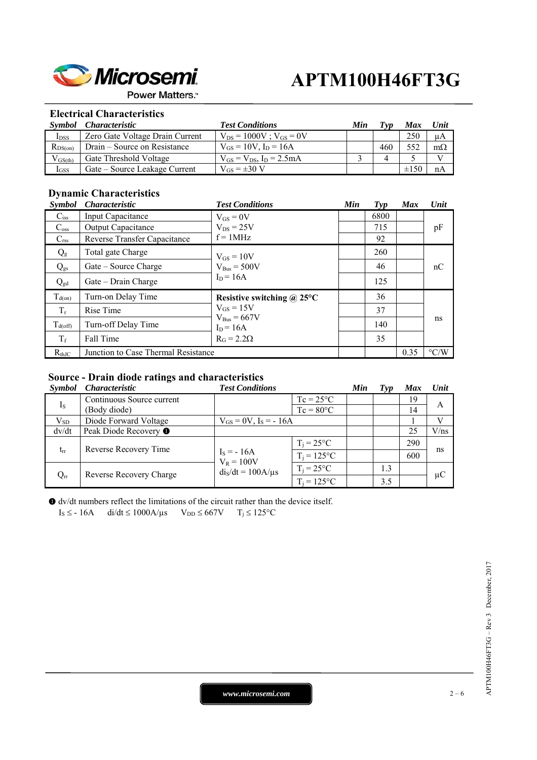## Electrical Characteristics

| Symbol | Characteristic | Test Conditions | Min | Typ | Max | Unit |
|---|---|---|---|---|---|---|
| $I_{DSS}$ | Zero Gate Voltage Drain Current | $V_{DS} = 1000V$ ; $V_{GS} = 0V$ | | | 250 | µA |
| $R_{DS(on)}$ | Drain – Source on Resistance | $V_{GS} = 10V$, $I_D = 16A$ | | 460 | 552 | mΩ |
| $V_{GS(th)}$ | Gate Threshold Voltage | $V_{GS} = V_{DS}$, $I_D = 2.5mA$ | 3 | 4 | 5 | V |
| $I_{GSS}$ | Gate – Source Leakage Current | $V_{GS} = \pm 30$ V | | | ±150 | nA |

## Dynamic Characteristics

| Symbol | Characteristic | Test Conditions | Min | Typ | Max | Unit |
|---|---|---|---|---|---|---|
| $C_{iss}$ | Input Capacitance | $V_{GS} = 0V$<br>$V_{DS} = 25V$<br>f = 1MHz | | 6800 | | pF |
| $C_{oss}$ | Output Capacitance | | | 715 | | |
| $C_{rss}$ | Reverse Transfer Capacitance | | | 92 | | |
| $Q_g$ | Total gate Charge | $V_{GS} = 10V$<br>$V_{Bus} = 500V$<br>$I_D = 16A$ | | 260 | | nC |
| $Q_{gs}$ | Gate – Source Charge | | | 46 | | |
| $Q_{gd}$ | Gate – Drain Charge | | | 125 | | |
| $T_{d(on)}$ | Turn-on Delay Time | **Resistive switching @ 25°C**<br>$V_{GS} = 15V$<br>$V_{Bus} = 667V$<br>$I_D = 16A$<br>$R_G = 2.2\Omega$ | | 36 | | ns |
| $T_r$ | Rise Time | | | 37 | | |
| $T_{d(off)}$ | Turn-off Delay Time | | | 140 | | |
| $T_f$ | Fall Time | | | 35 | | |
| $R_{thJC}$ | Junction to Case Thermal Resistance | | | | 0.35 | °C/W |

## Source - Drain diode ratings and characteristics

| Symbol | Characteristic | Test Conditions | | Min | Typ | Max | Unit |
|---|---|---|---|---|---|---|---|
| $I_S$ | Continuous Source current (Body diode) | | Tc = 25°C | | | 19 | A |
| | | | Tc = 80°C | | | 14 | |
| $V_{SD}$ | Diode Forward Voltage | $V_{GS} = 0V$, $I_S = -16A$ | | | | 1 | V |
| dv/dt | Peak Diode Recovery ❶ | | | | | 25 | V/ns |
| $t_{rr}$ | Reverse Recovery Time | $I_S = -16A$<br>$V_R = 100V$<br>$di_S/dt = 100A/\mu s$ | $T_j = 25°C$ | | | 290 | ns |
| | | | $T_j = 125°C$ | | | 600 | |
| $Q_{rr}$ | Reverse Recovery Charge | | $T_j = 25°C$ | | 1.3 | | µC |
| | | | $T_j = 125°C$ | | 3.5 | | |

❶ dv/dt numbers reflect the limitations of the circuit rather than the device itself.
$I_S \leq -16A$ $di/dt \leq 1000A/\mu s$ $V_{DD} \leq 667V$ $T_j \leq 125°C$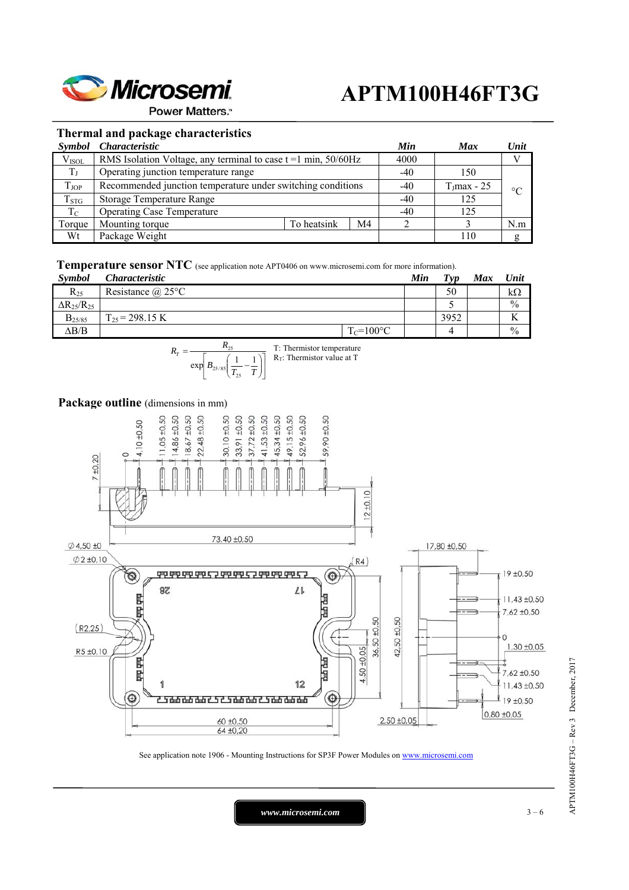# APTM100H46FT3G

## Thermal and package characteristics

| Symbol | Characteristic | | | Min | Max | Unit |
|---|---|---|---|---|---|---|
| $V_{ISOL}$ | RMS Isolation Voltage, any terminal to case t =1 min, 50/60Hz | | | 4000 | | V |
| $T_J$ | Operating junction temperature range | | | -40 | 150 | °C |
| $T_{JOP}$ | Recommended junction temperature under switching conditions | | | -40 | $T_J$max - 25 | °C |
| $T_{STG}$ | Storage Temperature Range | | | -40 | 125 | °C |
| $T_C$ | Operating Case Temperature | | | -40 | 125 | °C |
| Torque | Mounting torque | To heatsink | M4 | 2 | 3 | N.m |
| Wt | Package Weight | | | | 110 | g |

## Temperature sensor NTC (see application note APT0406 on www.microsemi.com for more information).

| Symbol | Characteristic | | Min | Typ | Max | Unit |
|---|---|---|---|---|---|---|
| $R_{25}$ | Resistance @ 25°C | | | 50 | | kΩ |
| $\Delta R_{25}/R_{25}$ | | | | 5 | | % |
| $B_{25/85}$ | $T_{25}$ = 298.15 K | | | 3952 | | K |
| $\Delta B/B$ | | $T_C$=100°C | | 4 | | % |

$$R_T = \frac{R_{25}}{\exp\left[B_{25/85}\left(\frac{1}{T_{25}} - \frac{1}{T}\right)\right]}$$

T: Thermistor temperature
$R_T$: Thermistor value at T

## Package outline (dimensions in mm)

See application note 1906 - Mounting Instructions for SP3F Power Modules on www.microsemi.com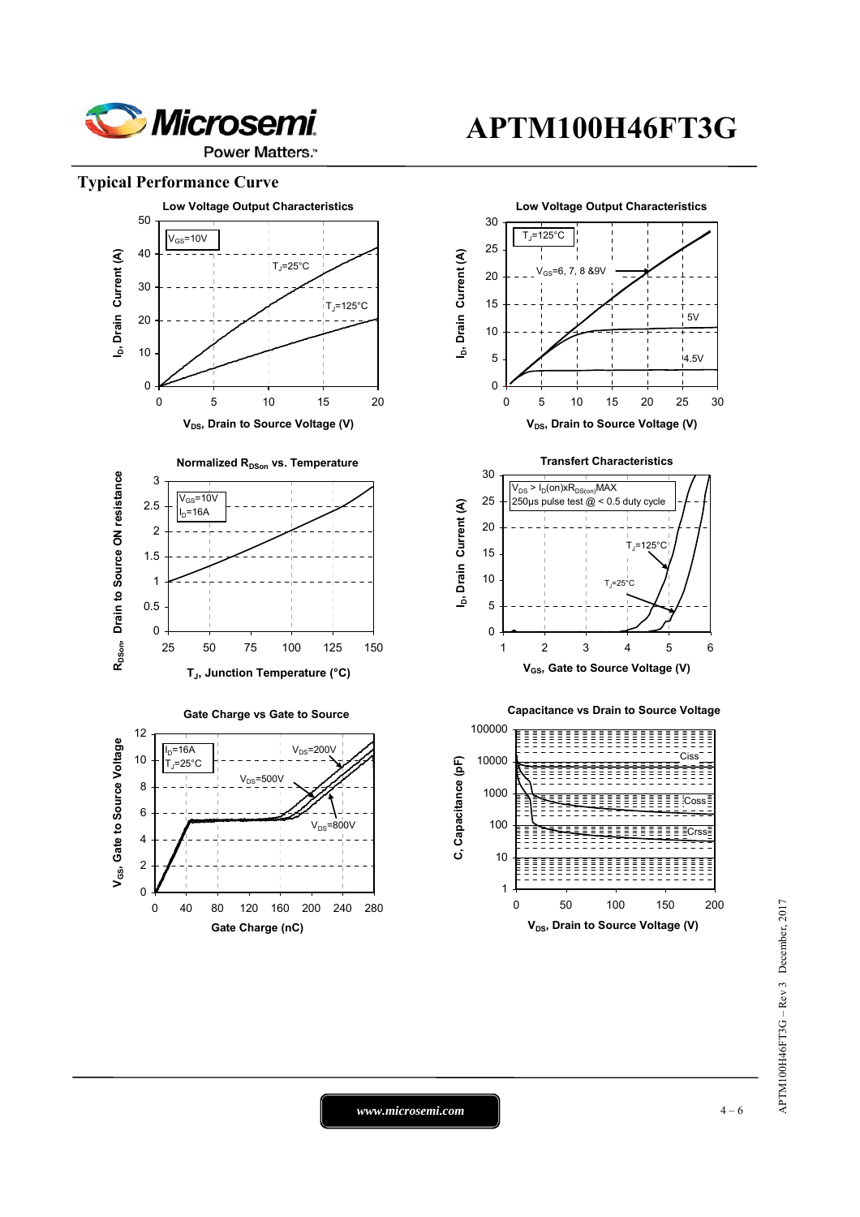## Typical Performance Curve

**Low Voltage Output Characteristics**

$V_{GS}$=10V; $T_J$=25°C; $T_J$=125°C

$I_D$, Drain Current (A) vs. $V_{DS}$, Drain to Source Voltage (V)

**Low Voltage Output Characteristics**

$T_J$=125°C; $V_{GS}$=6, 7, 8 &9V; 5V; 4.5V

$I_D$, Drain Current (A) vs. $V_{DS}$, Drain to Source Voltage (V)

**Normalized $R_{DSon}$ vs. Temperature**

$V_{GS}$=10V; $I_D$=16A

$R_{DSon}$, Drain to Source ON resistance vs. $T_J$, Junction Temperature (°C)

**Transfert Characteristics**

$V_{DS} > I_D(on) \times R_{DS(on)}MAX$
250µs pulse test @ < 0.5 duty cycle

$T_J$=125°C; $T_J$=25°C

$I_D$, Drain Current (A) vs. $V_{GS}$, Gate to Source Voltage (V)

**Gate Charge vs Gate to Source**

$I_D$=16A; $T_J$=25°C; $V_{DS}$=200V; $V_{DS}$=500V; $V_{DS}$=800V

$V_{GS}$, Gate to Source Voltage vs. Gate Charge (nC)

**Capacitance vs Drain to Source Voltage**

Ciss; Coss; Crss

C, Capacitance (pF) vs. $V_{DS}$, Drain to Source Voltage (V)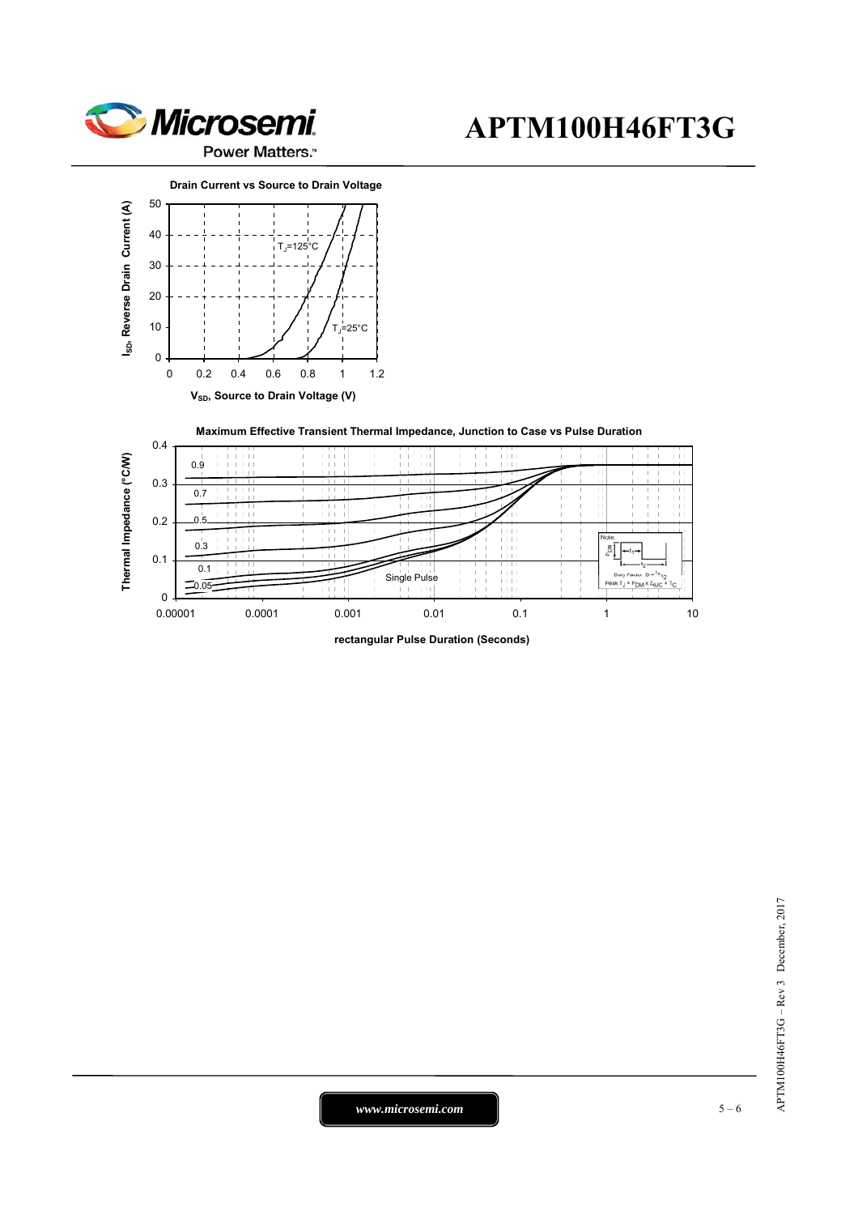**Drain Current vs Source to Drain Voltage**

$I_{SD}$, Reverse Drain Current (A)

$T_J$=125°C

$T_J$=25°C

$V_{SD}$, Source to Drain Voltage (V)

**Maximum Effective Transient Thermal Impedance, Junction to Case vs Pulse Duration**

Thermal Impedance (°C/W)

0.9

0.7

0.5

0.3

0.1

0.05

Single Pulse

Note:

Duty Factor $D = t_1/t_2$

Peak $T_J = P_{DM} \times Z_{\theta JC} + T_C$

rectangular Pulse Duration (Seconds)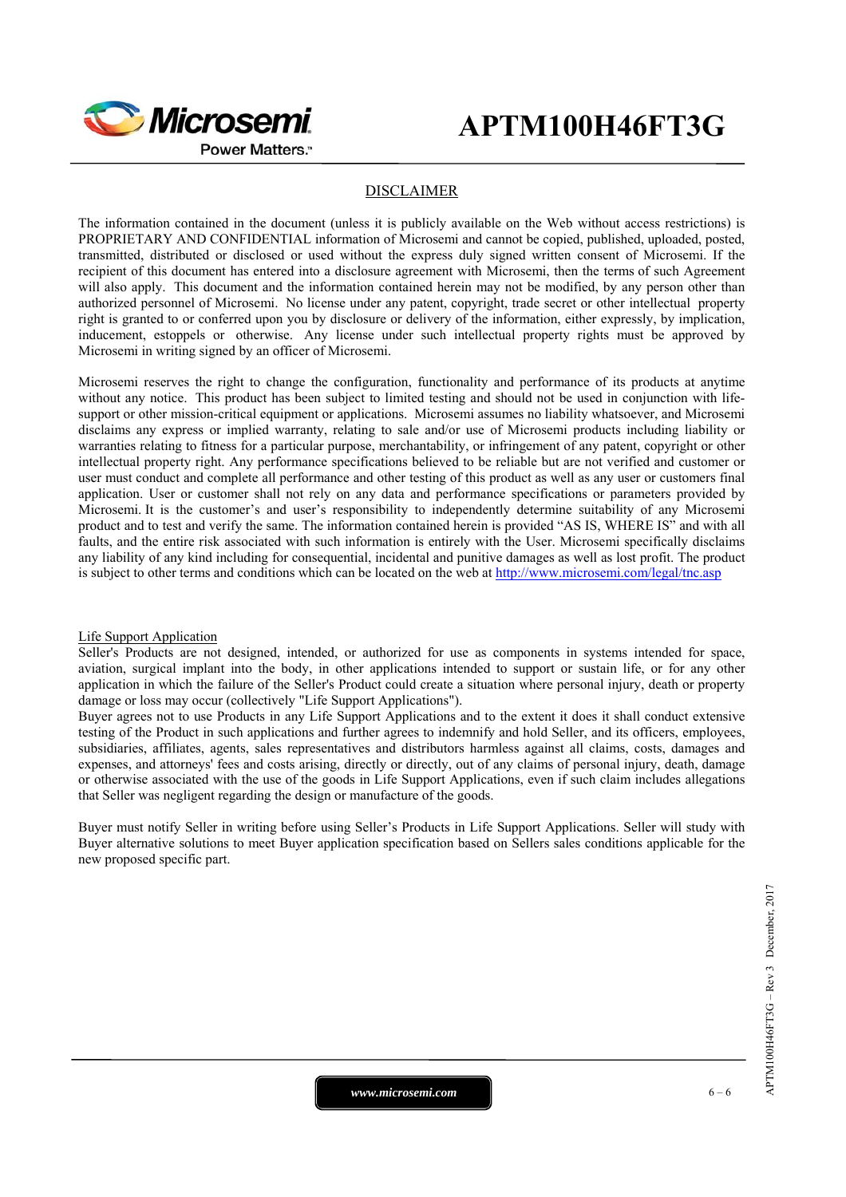## DISCLAIMER

The information contained in the document (unless it is publicly available on the Web without access restrictions) is PROPRIETARY AND CONFIDENTIAL information of Microsemi and cannot be copied, published, uploaded, posted, transmitted, distributed or disclosed or used without the express duly signed written consent of Microsemi. If the recipient of this document has entered into a disclosure agreement with Microsemi, then the terms of such Agreement will also apply. This document and the information contained herein may not be modified, by any person other than authorized personnel of Microsemi. No license under any patent, copyright, trade secret or other intellectual property right is granted to or conferred upon you by disclosure or delivery of the information, either expressly, by implication, inducement, estoppels or otherwise. Any license under such intellectual property rights must be approved by Microsemi in writing signed by an officer of Microsemi.

Microsemi reserves the right to change the configuration, functionality and performance of its products at anytime without any notice. This product has been subject to limited testing and should not be used in conjunction with life-support or other mission-critical equipment or applications. Microsemi assumes no liability whatsoever, and Microsemi disclaims any express or implied warranty, relating to sale and/or use of Microsemi products including liability or warranties relating to fitness for a particular purpose, merchantability, or infringement of any patent, copyright or other intellectual property right. Any performance specifications believed to be reliable but are not verified and customer or user must conduct and complete all performance and other testing of this product as well as any user or customers final application. User or customer shall not rely on any data and performance specifications or parameters provided by Microsemi. It is the customer's and user's responsibility to independently determine suitability of any Microsemi product and to test and verify the same. The information contained herein is provided "AS IS, WHERE IS" and with all faults, and the entire risk associated with such information is entirely with the User. Microsemi specifically disclaims any liability of any kind including for consequential, incidental and punitive damages as well as lost profit. The product is subject to other terms and conditions which can be located on the web at http://www.microsemi.com/legal/tnc.asp

### Life Support Application

Seller's Products are not designed, intended, or authorized for use as components in systems intended for space, aviation, surgical implant into the body, in other applications intended to support or sustain life, or for any other application in which the failure of the Seller's Product could create a situation where personal injury, death or property damage or loss may occur (collectively "Life Support Applications").

Buyer agrees not to use Products in any Life Support Applications and to the extent it does it shall conduct extensive testing of the Product in such applications and further agrees to indemnify and hold Seller, and its officers, employees, subsidiaries, affiliates, agents, sales representatives and distributors harmless against all claims, costs, damages and expenses, and attorneys' fees and costs arising, directly or indirectly, out of any claims of personal injury, death, damage or otherwise associated with the use of the goods in Life Support Applications, even if such claim includes allegations that Seller was negligent regarding the design or manufacture of the goods.

Buyer must notify Seller in writing before using Seller's Products in Life Support Applications. Seller will study with Buyer alternative solutions to meet Buyer application specification based on Sellers sales conditions applicable for the new proposed specific part.